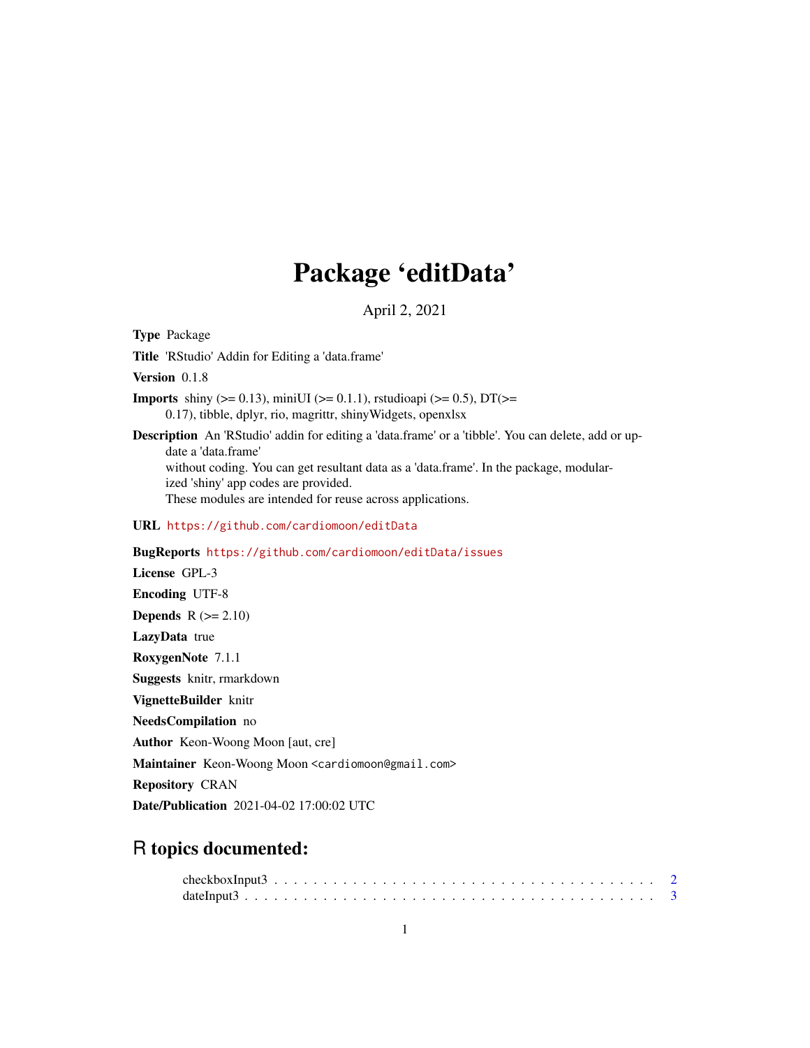# Package 'editData'

April 2, 2021

**Type** Package

**Title** 'RStudio' Addin for Editing a 'data.frame'

**Version** 0.1.8

**Imports** shiny (>= 0.13), miniUI (>= 0.1.1), rstudioapi (>= 0.5), DT(>= 0.17), tibble, dplyr, rio, magrittr, shinyWidgets, openxlsx

**Description** An 'RStudio' addin for editing a 'data.frame' or a 'tibble'. You can delete, add or update a 'data.frame' without coding. You can get resultant data as a 'data.frame'. In the package, modularized 'shiny' app codes are provided. These modules are intended for reuse across applications.

**URL** https://github.com/cardiomoon/editData

**BugReports** https://github.com/cardiomoon/editData/issues

**License** GPL-3

**Encoding** UTF-8

**Depends** R (>= 2.10)

**LazyData** true

**RoxygenNote** 7.1.1

**Suggests** knitr, rmarkdown

**VignetteBuilder** knitr

**NeedsCompilation** no

**Author** Keon-Woong Moon [aut, cre]

**Maintainer** Keon-Woong Moon <cardiomoon@gmail.com>

**Repository** CRAN

**Date/Publication** 2021-04-02 17:00:02 UTC

## R topics documented:

checkboxInput3 . . . . . . . . . . . . . . . . . . . . . . . . . . . . . . . . . . . . . . . . 2
dateInput3 . . . . . . . . . . . . . . . . . . . . . . . . . . . . . . . . . . . . . . . . . . 3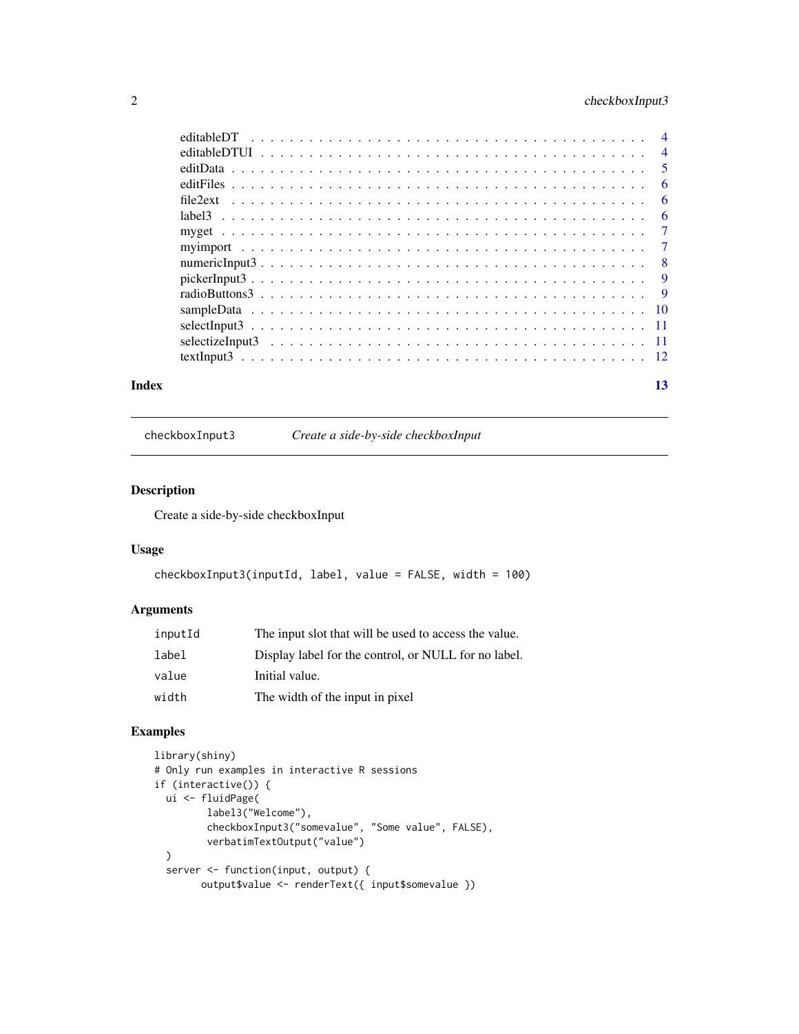editableDT . . . . . . . . . . . . . . . . . . . . . . . . . . . . . . . . . . . 4
editableDTUI . . . . . . . . . . . . . . . . . . . . . . . . . . . . . . . . . 4
editData . . . . . . . . . . . . . . . . . . . . . . . . . . . . . . . . . . . . 5
editFiles . . . . . . . . . . . . . . . . . . . . . . . . . . . . . . . . . . . 6
file2ext . . . . . . . . . . . . . . . . . . . . . . . . . . . . . . . . . . . . 6
label3 . . . . . . . . . . . . . . . . . . . . . . . . . . . . . . . . . . . . . 6
myget . . . . . . . . . . . . . . . . . . . . . . . . . . . . . . . . . . . . . 7
myimport . . . . . . . . . . . . . . . . . . . . . . . . . . . . . . . . . . . 7
numericInput3 . . . . . . . . . . . . . . . . . . . . . . . . . . . . . . . . 8
pickerInput3 . . . . . . . . . . . . . . . . . . . . . . . . . . . . . . . . . 9
radioButtons3 . . . . . . . . . . . . . . . . . . . . . . . . . . . . . . . . 9
sampleData . . . . . . . . . . . . . . . . . . . . . . . . . . . . . . . . . . 10
selectInput3 . . . . . . . . . . . . . . . . . . . . . . . . . . . . . . . . . 11
selectizeInput3 . . . . . . . . . . . . . . . . . . . . . . . . . . . . . . . 11
textInput3 . . . . . . . . . . . . . . . . . . . . . . . . . . . . . . . . . . 12

**Index** **13**

---

`checkboxInput3` *Create a side-by-side checkboxInput*

---

## Description

Create a side-by-side checkboxInput

## Usage

```
checkboxInput3(inputId, label, value = FALSE, width = 100)
```

## Arguments

| | |
|---|---|
| `inputId` | The input slot that will be used to access the value. |
| `label` | Display label for the control, or NULL for no label. |
| `value` | Initial value. |
| `width` | The width of the input in pixel |

## Examples

```
library(shiny)
# Only run examples in interactive R sessions
if (interactive()) {
  ui <- fluidPage(
         label3("Welcome"),
         checkboxInput3("somevalue", "Some value", FALSE),
         verbatimTextOutput("value")
  )
  server <- function(input, output) {
        output$value <- renderText({ input$somevalue })
```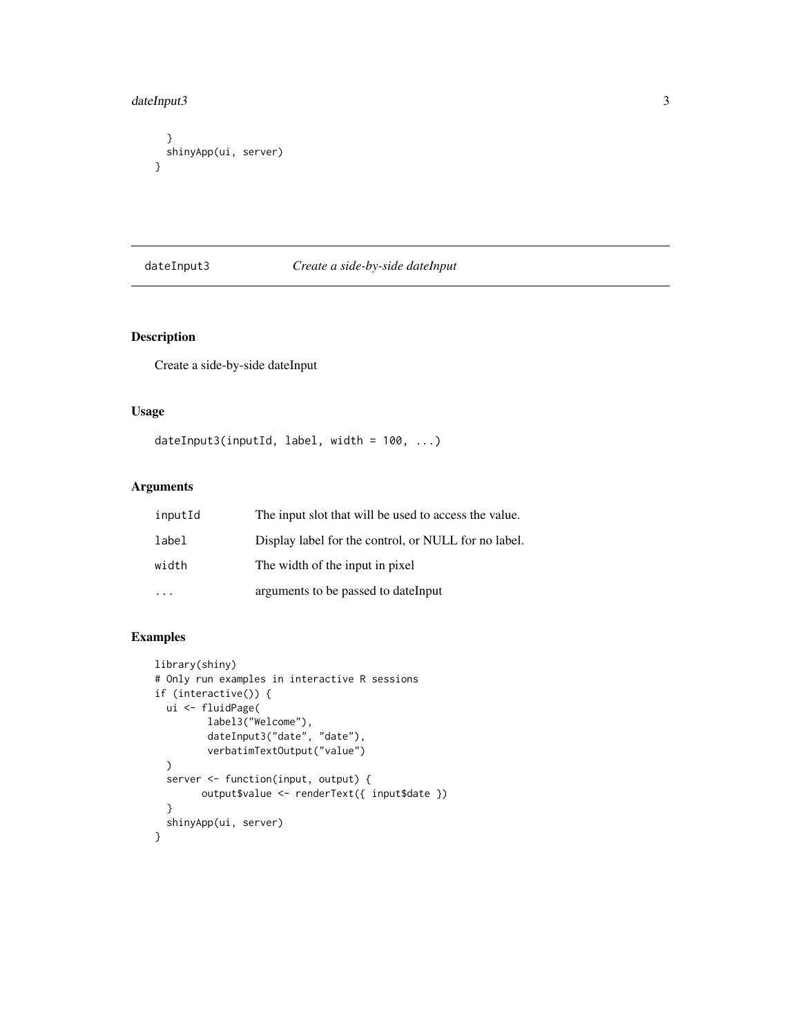```
  }
  shinyApp(ui, server)
}
```

## dateInput3 — *Create a side-by-side dateInput*

### Description

Create a side-by-side dateInput

### Usage

```
dateInput3(inputId, label, width = 100, ...)
```

### Arguments

| | |
|---|---|
| `inputId` | The input slot that will be used to access the value. |
| `label` | Display label for the control, or NULL for no label. |
| `width` | The width of the input in pixel |
| `...` | arguments to be passed to dateInput |

### Examples

```
library(shiny)
# Only run examples in interactive R sessions
if (interactive()) {
  ui <- fluidPage(
         label3("Welcome"),
         dateInput3("date", "date"),
         verbatimTextOutput("value")
  )
  server <- function(input, output) {
        output$value <- renderText({ input$date })
  }
  shinyApp(ui, server)
}
```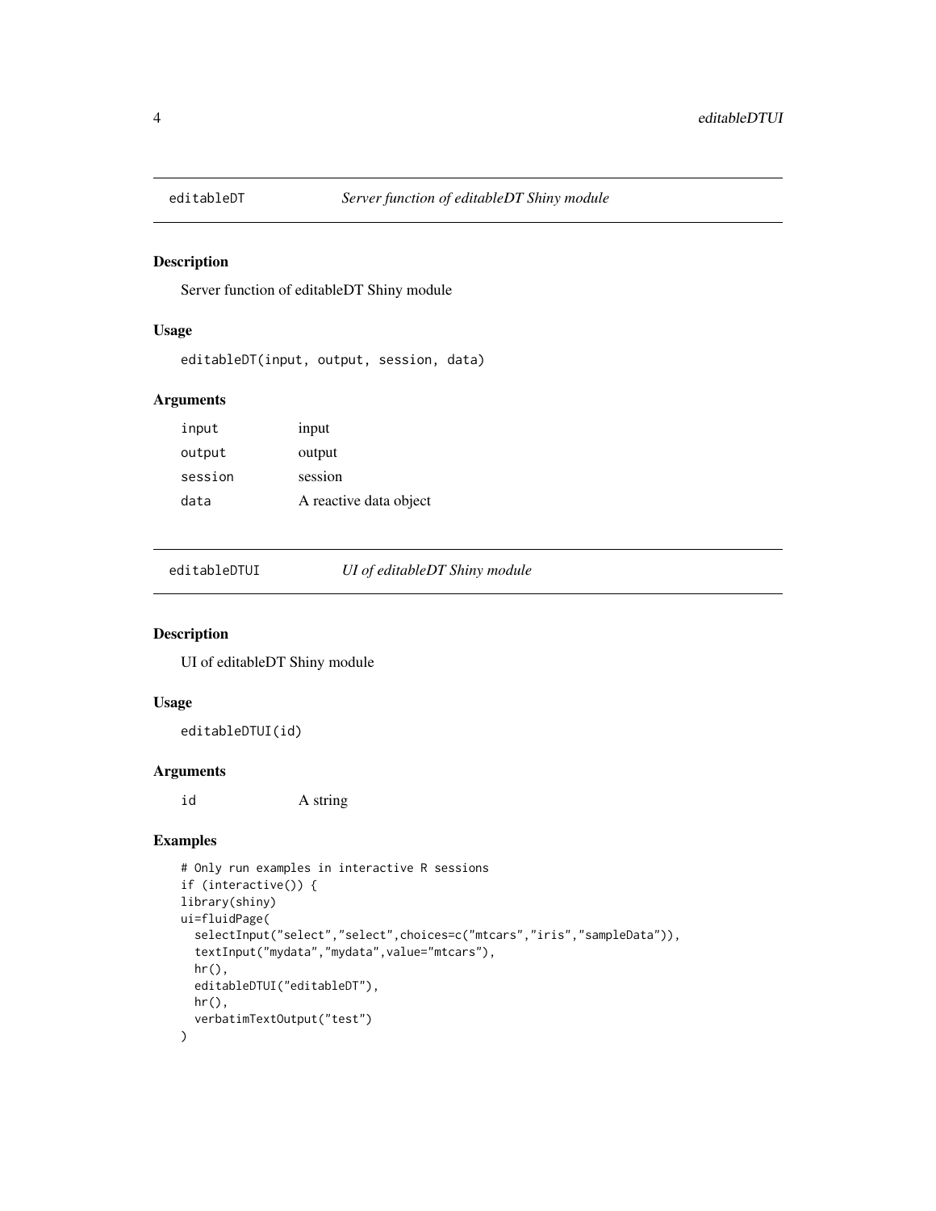## editableDT — *Server function of editableDT Shiny module*

### Description

Server function of editableDT Shiny module

### Usage

```
editableDT(input, output, session, data)
```

### Arguments

| | |
|---|---|
| input | input |
| output | output |
| session | session |
| data | A reactive data object |

## editableDTUI — *UI of editableDT Shiny module*

### Description

UI of editableDT Shiny module

### Usage

```
editableDTUI(id)
```

### Arguments

| | |
|---|---|
| id | A string |

### Examples

```
# Only run examples in interactive R sessions
if (interactive()) {
library(shiny)
ui=fluidPage(
  selectInput("select","select",choices=c("mtcars","iris","sampleData")),
  textInput("mydata","mydata",value="mtcars"),
  hr(),
  editableDTUI("editableDT"),
  hr(),
  verbatimTextOutput("test")
)
```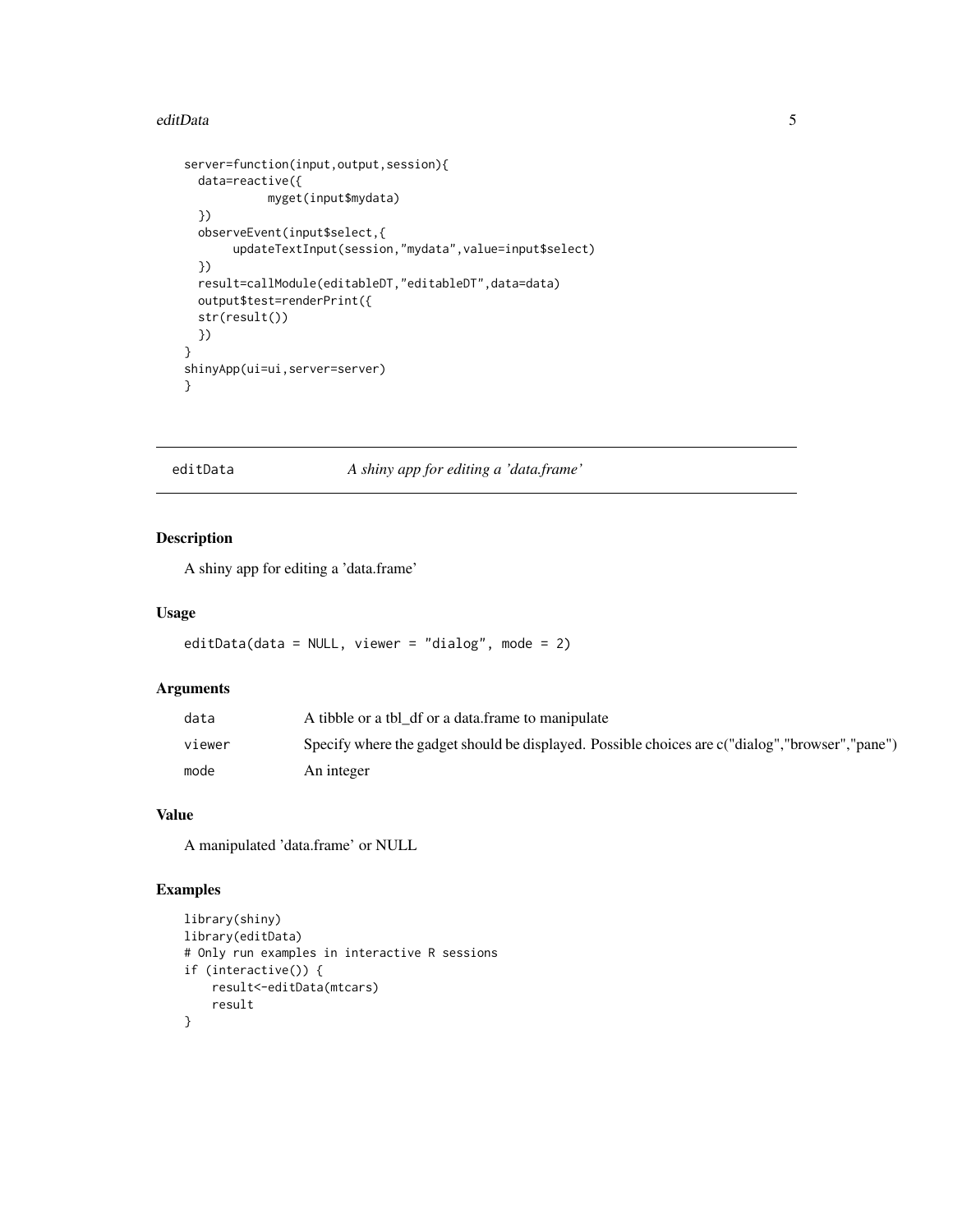```
server=function(input,output,session){
  data=reactive({
           myget(input$mydata)
  })
  observeEvent(input$select,{
       updateTextInput(session,"mydata",value=input$select)
  })
  result=callModule(editableDT,"editableDT",data=data)
  output$test=renderPrint({
  str(result())
  })
}
shinyApp(ui=ui,server=server)
}
```

## editData — *A shiny app for editing a 'data.frame'*

### Description

A shiny app for editing a 'data.frame'

### Usage

```
editData(data = NULL, viewer = "dialog", mode = 2)
```

### Arguments

| | |
|---|---|
| data | A tibble or a tbl_df or a data.frame to manipulate |
| viewer | Specify where the gadget should be displayed. Possible choices are c("dialog","browser","pane") |
| mode | An integer |

### Value

A manipulated 'data.frame' or NULL

### Examples

```
library(shiny)
library(editData)
# Only run examples in interactive R sessions
if (interactive()) {
    result<-editData(mtcars)
    result
}
```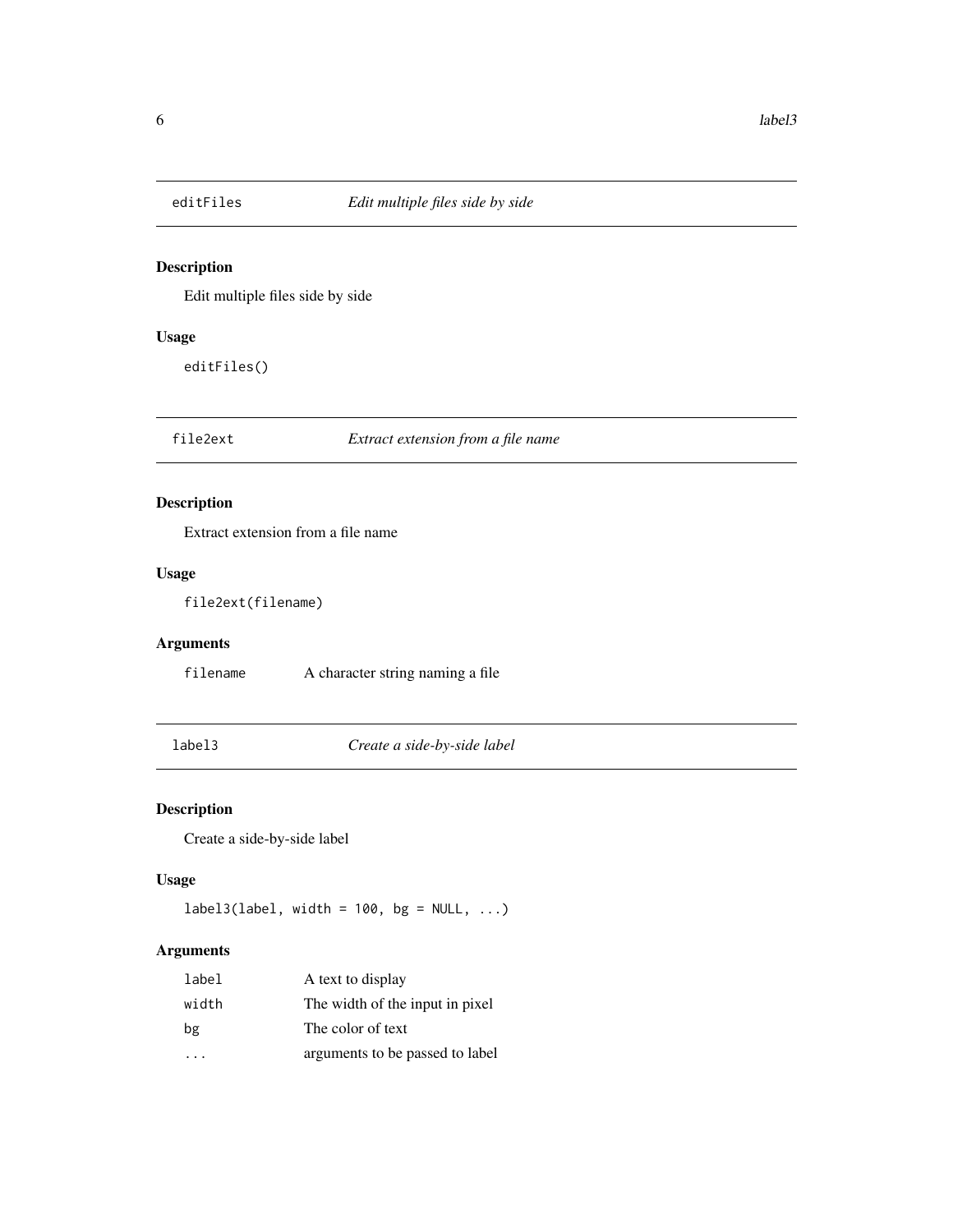## editFiles — *Edit multiple files side by side*

### Description

Edit multiple files side by side

### Usage

```
editFiles()
```

## file2ext — *Extract extension from a file name*

### Description

Extract extension from a file name

### Usage

```
file2ext(filename)
```

### Arguments

| | |
|---|---|
| filename | A character string naming a file |

## label3 — *Create a side-by-side label*

### Description

Create a side-by-side label

### Usage

```
label3(label, width = 100, bg = NULL, ...)
```

### Arguments

| | |
|---|---|
| label | A text to display |
| width | The width of the input in pixel |
| bg | The color of text |
| ... | arguments to be passed to label |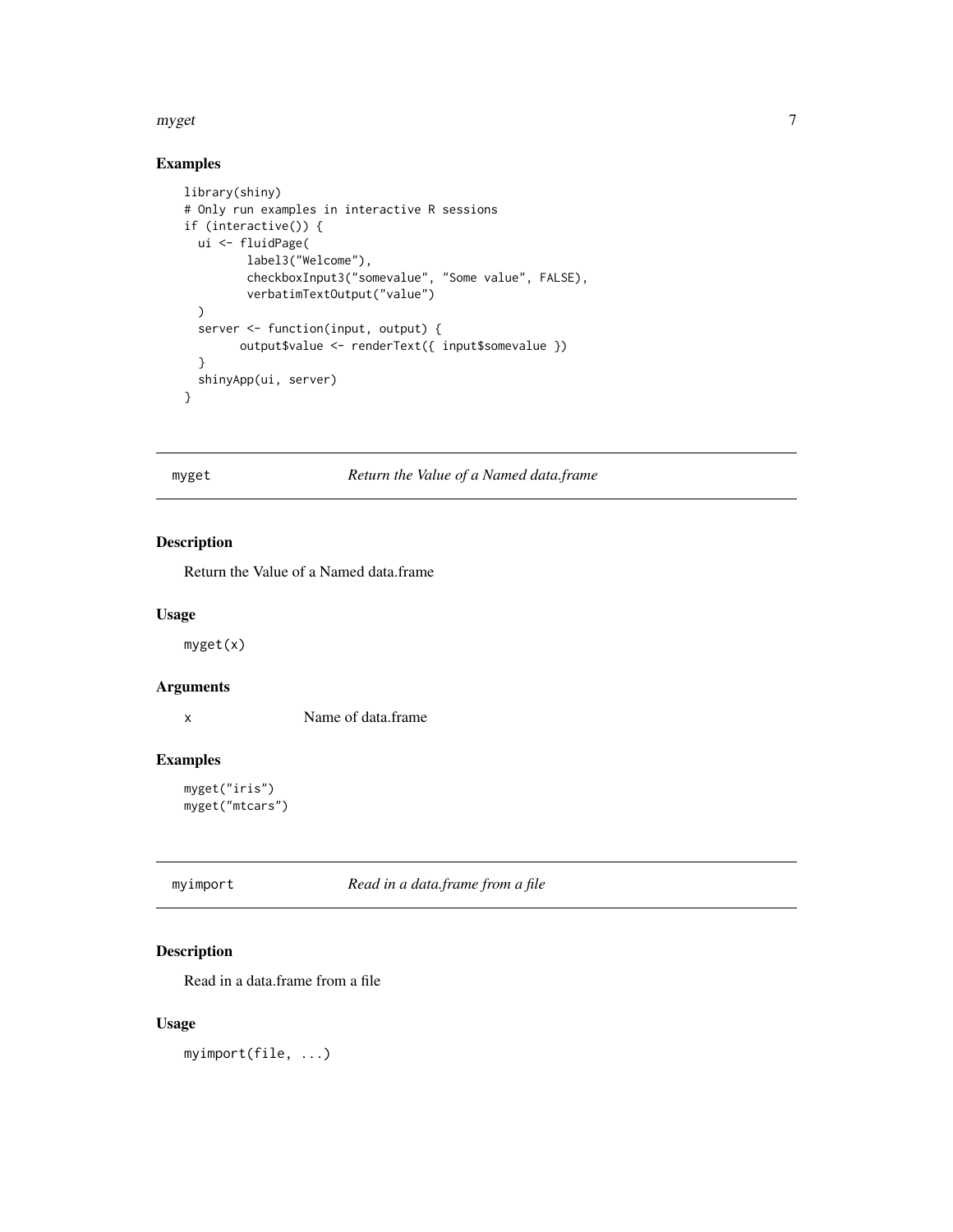## Examples

```
library(shiny)
# Only run examples in interactive R sessions
if (interactive()) {
  ui <- fluidPage(
         label3("Welcome"),
         checkboxInput3("somevalue", "Some value", FALSE),
         verbatimTextOutput("value")
  )
  server <- function(input, output) {
        output$value <- renderText({ input$somevalue })
  }
  shinyApp(ui, server)
}
```

---

# myget — *Return the Value of a Named data.frame*

## Description

Return the Value of a Named data.frame

## Usage

```
myget(x)
```

## Arguments

| | |
|---|---|
| x | Name of data.frame |

## Examples

```
myget("iris")
myget("mtcars")
```

---

# myimport — *Read in a data.frame from a file*

## Description

Read in a data.frame from a file

## Usage

```
myimport(file, ...)
```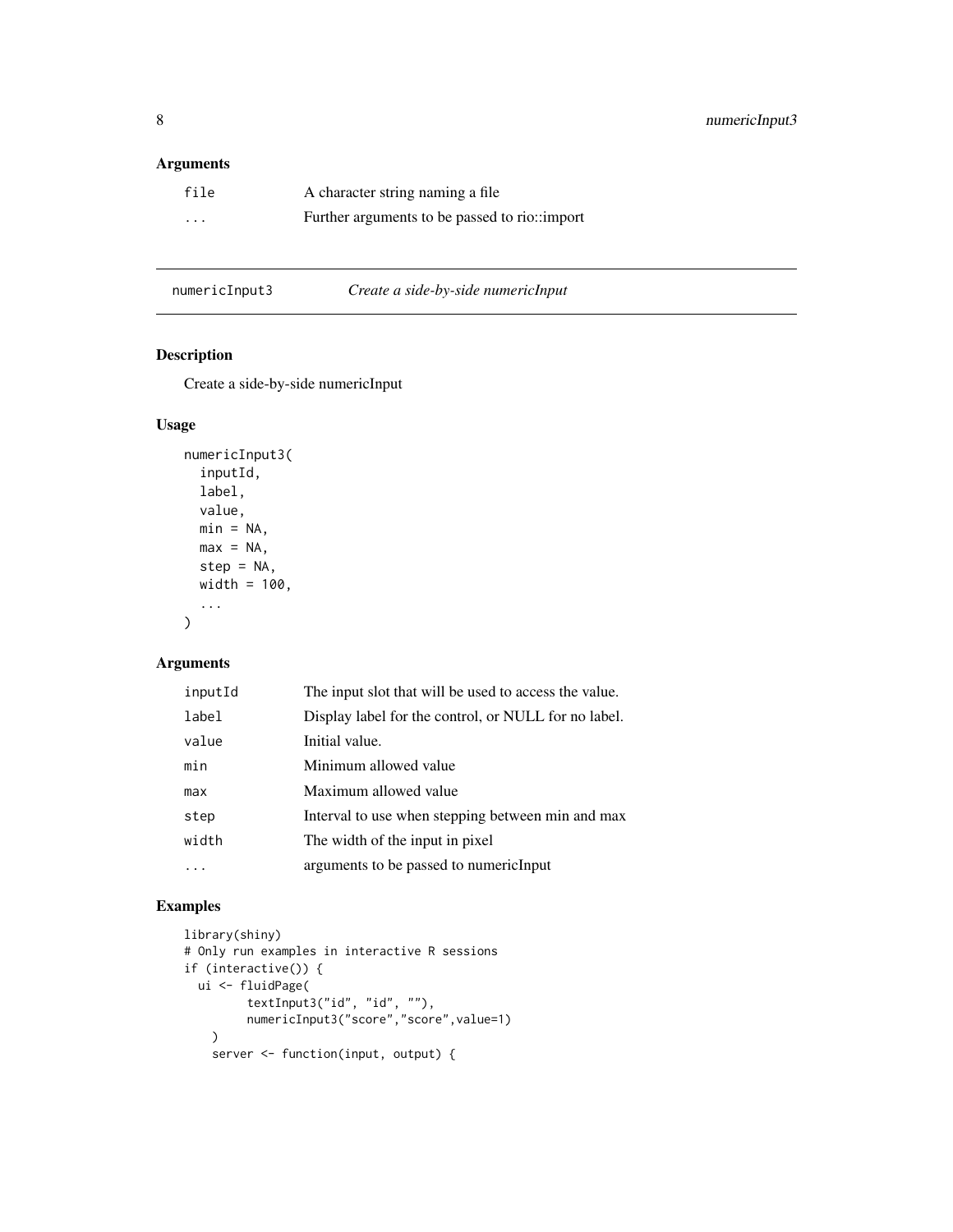## Arguments

| | |
|---|---|
| file | A character string naming a file |
| ... | Further arguments to be passed to rio::import |

---

## numericInput3 — *Create a side-by-side numericInput*

---

### Description

Create a side-by-side numericInput

### Usage

```
numericInput3(
  inputId,
  label,
  value,
  min = NA,
  max = NA,
  step = NA,
  width = 100,
  ...
)
```

### Arguments

| | |
|---|---|
| inputId | The input slot that will be used to access the value. |
| label | Display label for the control, or NULL for no label. |
| value | Initial value. |
| min | Minimum allowed value |
| max | Maximum allowed value |
| step | Interval to use when stepping between min and max |
| width | The width of the input in pixel |
| ... | arguments to be passed to numericInput |

### Examples

```
library(shiny)
# Only run examples in interactive R sessions
if (interactive()) {
  ui <- fluidPage(
        textInput3("id", "id", ""),
        numericInput3("score","score",value=1)
    )
    server <- function(input, output) {
```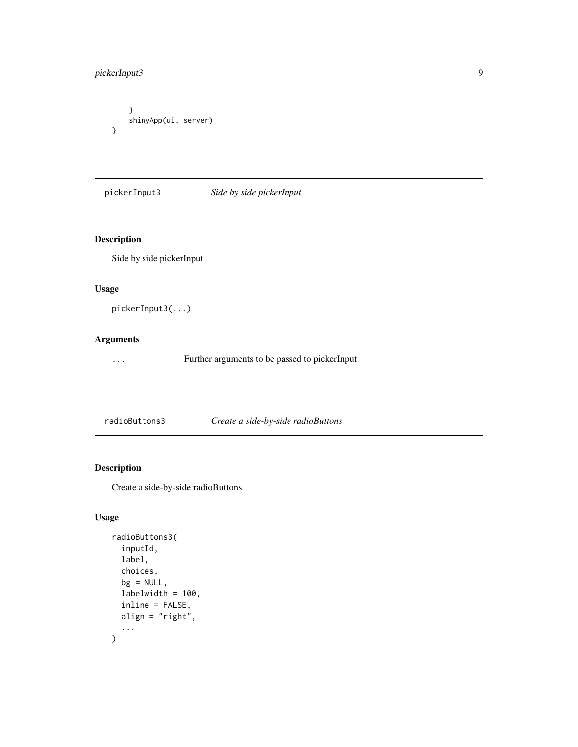```
    }
    shinyApp(ui, server)
}
```

## pickerInput3 — *Side by side pickerInput*

### Description

Side by side pickerInput

### Usage

```
pickerInput3(...)
```

### Arguments

`...` Further arguments to be passed to pickerInput

## radioButtons3 — *Create a side-by-side radioButtons*

### Description

Create a side-by-side radioButtons

### Usage

```
radioButtons3(
  inputId,
  label,
  choices,
  bg = NULL,
  labelwidth = 100,
  inline = FALSE,
  align = "right",
  ...
)
```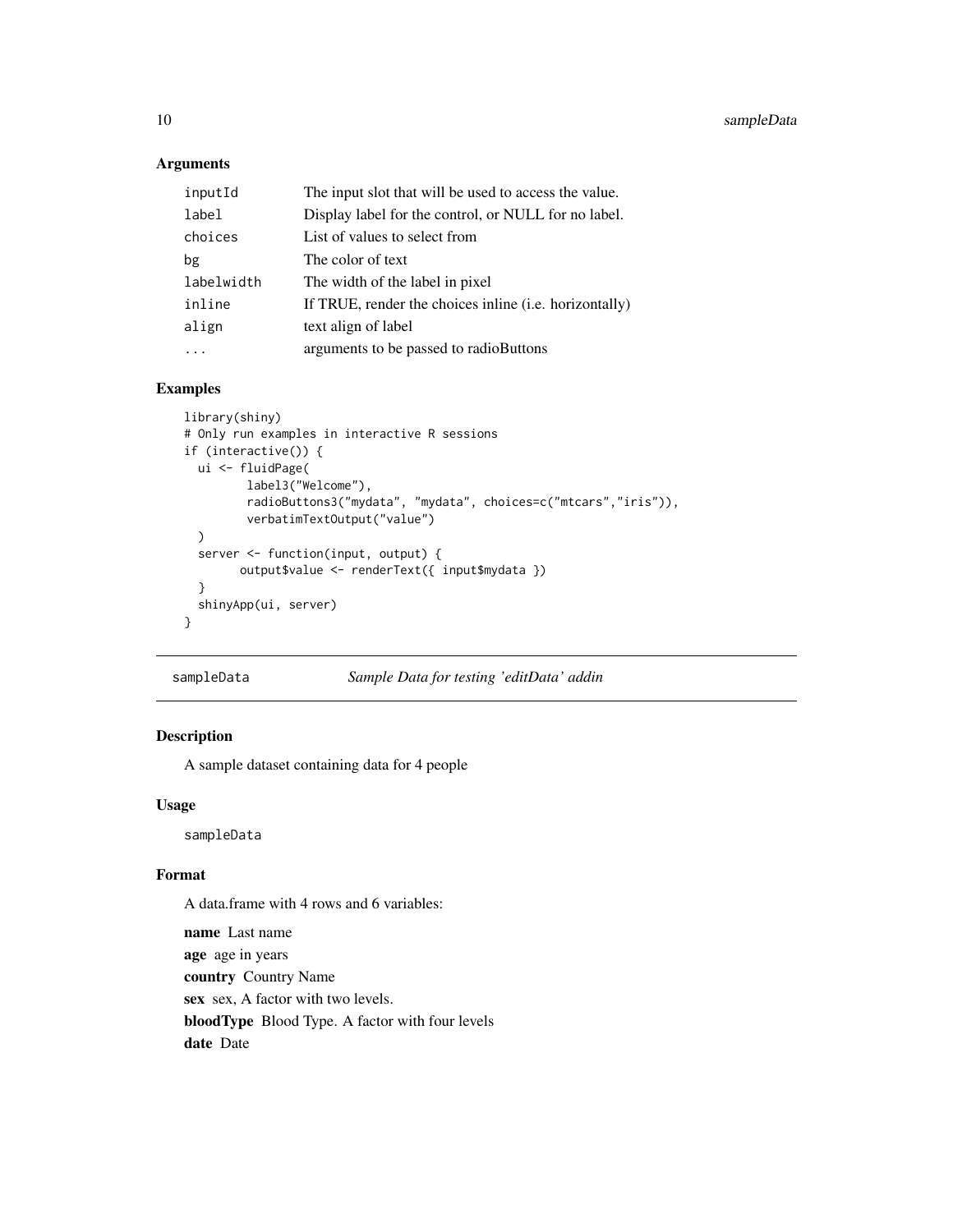## Arguments

| | |
|---|---|
| inputId | The input slot that will be used to access the value. |
| label | Display label for the control, or NULL for no label. |
| choices | List of values to select from |
| bg | The color of text |
| labelwidth | The width of the label in pixel |
| inline | If TRUE, render the choices inline (i.e. horizontally) |
| align | text align of label |
| ... | arguments to be passed to radioButtons |

## Examples

```
library(shiny)
# Only run examples in interactive R sessions
if (interactive()) {
  ui <- fluidPage(
         label3("Welcome"),
         radioButtons3("mydata", "mydata", choices=c("mtcars","iris")),
         verbatimTextOutput("value")
  )
  server <- function(input, output) {
        output$value <- renderText({ input$mydata })
  }
  shinyApp(ui, server)
}
```

---

# sampleData — *Sample Data for testing 'editData' addin*

## Description

A sample dataset containing data for 4 people

## Usage

```
sampleData
```

## Format

A data.frame with 4 rows and 6 variables:

**name** Last name

**age** age in years

**country** Country Name

**sex** sex, A factor with two levels.

**bloodType** Blood Type. A factor with four levels

**date** Date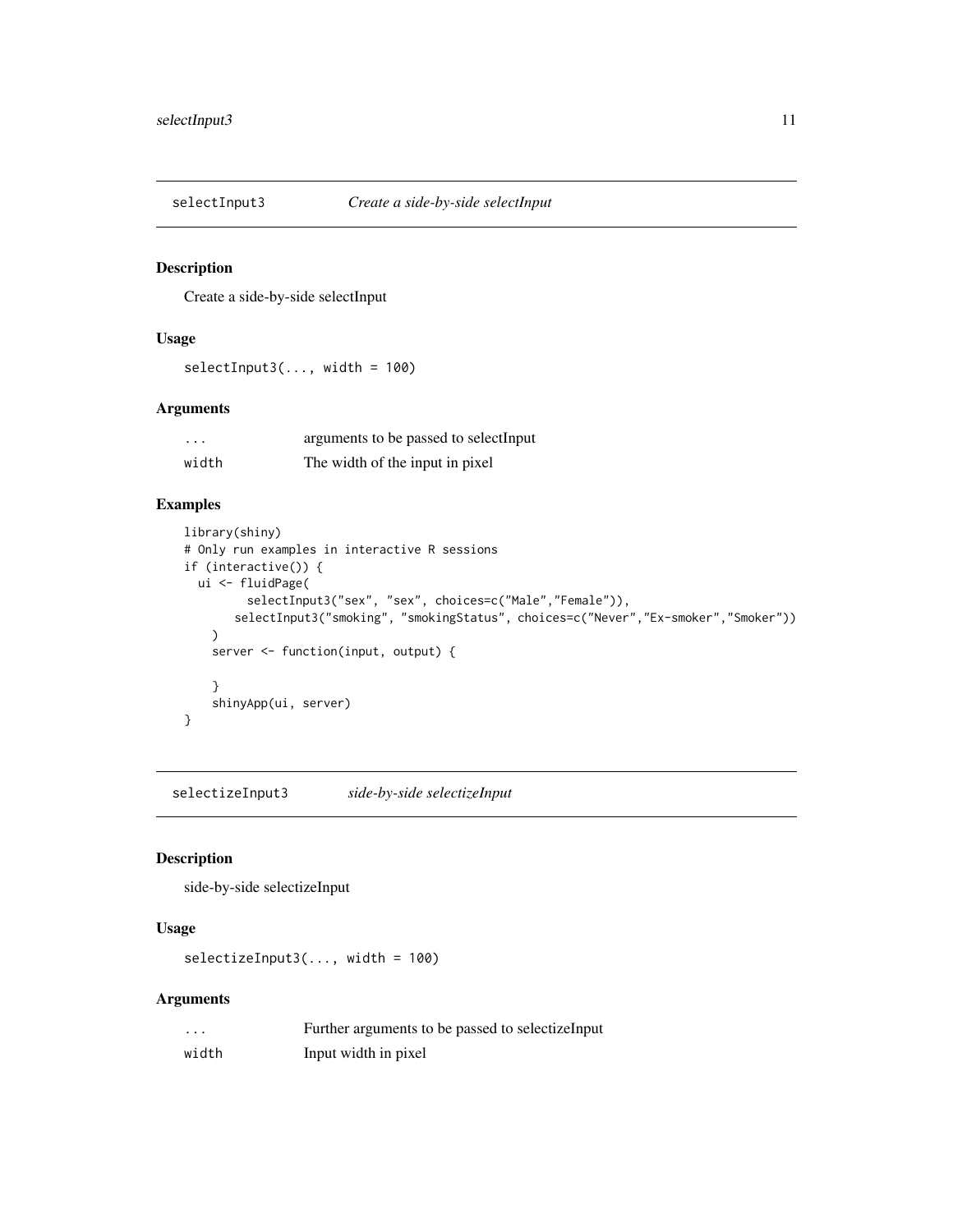## selectInput3 — *Create a side-by-side selectInput*

### Description

Create a side-by-side selectInput

### Usage

```
selectInput3(..., width = 100)
```

### Arguments

| | |
|---|---|
| `...` | arguments to be passed to selectInput |
| `width` | The width of the input in pixel |

### Examples

```
library(shiny)
# Only run examples in interactive R sessions
if (interactive()) {
  ui <- fluidPage(
         selectInput3("sex", "sex", choices=c("Male","Female")),
       selectInput3("smoking", "smokingStatus", choices=c("Never","Ex-smoker","Smoker"))
    )
    server <- function(input, output) {

    }
    shinyApp(ui, server)
}
```

## selectizeInput3 — *side-by-side selectizeInput*

### Description

side-by-side selectizeInput

### Usage

```
selectizeInput3(..., width = 100)
```

### Arguments

| | |
|---|---|
| `...` | Further arguments to be passed to selectizeInput |
| `width` | Input width in pixel |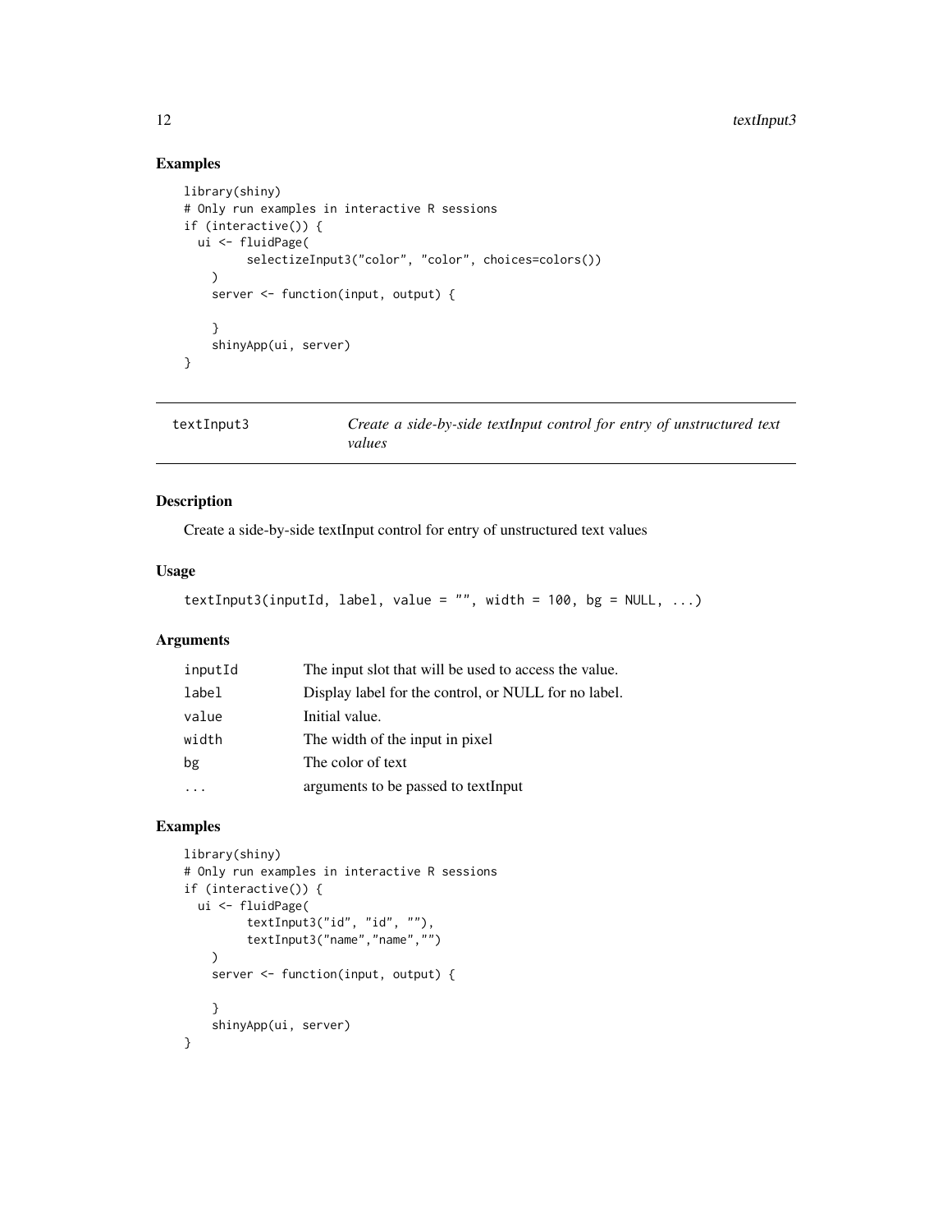## Examples

```
library(shiny)
# Only run examples in interactive R sessions
if (interactive()) {
  ui <- fluidPage(
        selectizeInput3("color", "color", choices=colors())
    )
    server <- function(input, output) {

    }
    shinyApp(ui, server)
}
```

---

textInput3 — *Create a side-by-side textInput control for entry of unstructured text values*

---

## Description

Create a side-by-side textInput control for entry of unstructured text values

## Usage

```
textInput3(inputId, label, value = "", width = 100, bg = NULL, ...)
```

## Arguments

| | |
|---|---|
| inputId | The input slot that will be used to access the value. |
| label | Display label for the control, or NULL for no label. |
| value | Initial value. |
| width | The width of the input in pixel |
| bg | The color of text |
| ... | arguments to be passed to textInput |

## Examples

```
library(shiny)
# Only run examples in interactive R sessions
if (interactive()) {
  ui <- fluidPage(
        textInput3("id", "id", ""),
        textInput3("name","name","")
    )
    server <- function(input, output) {

    }
    shinyApp(ui, server)
}
```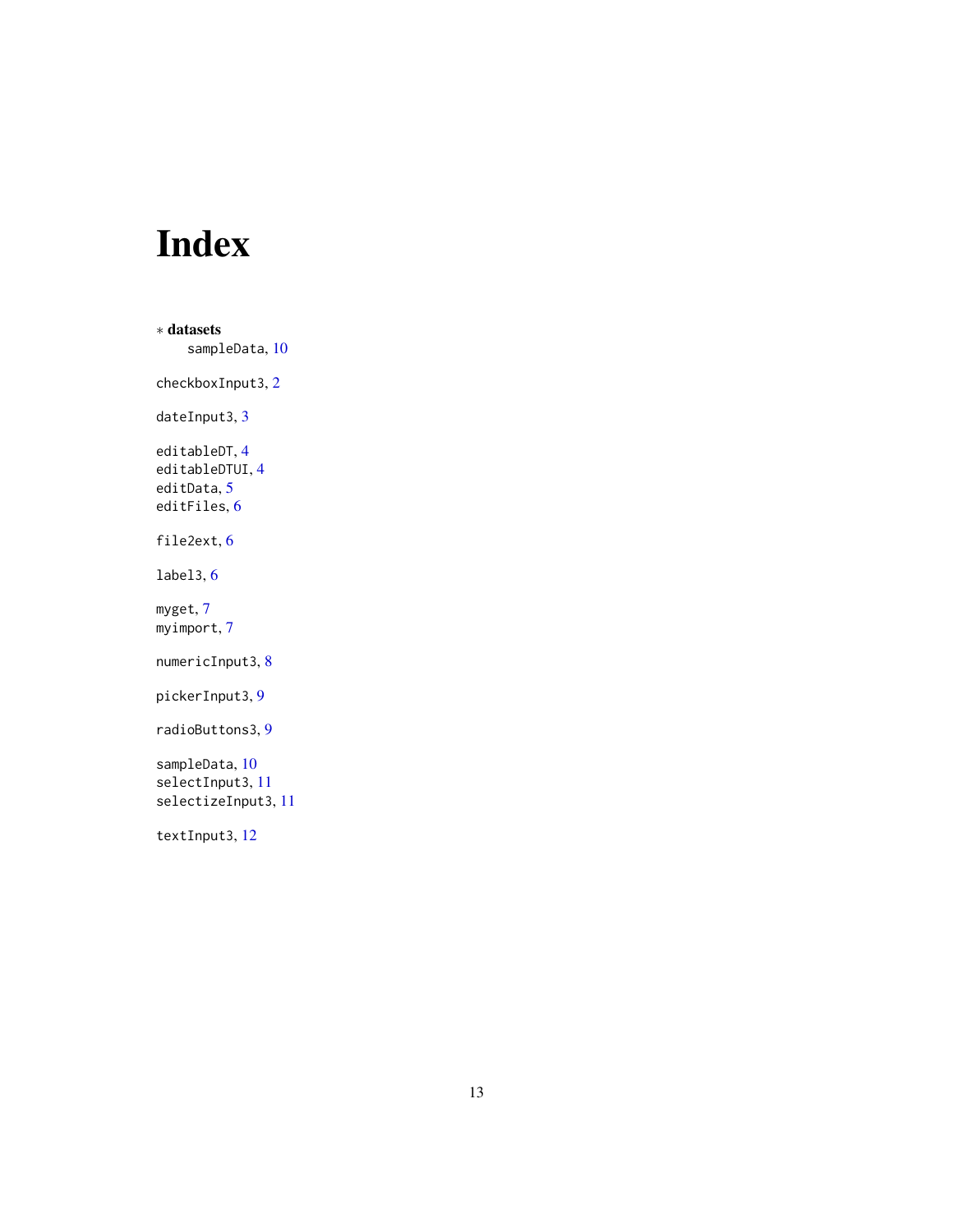# Index

∗ **datasets**
    sampleData, 10

checkboxInput3, 2

dateInput3, 3

editableDT, 4
editableDTUI, 4
editData, 5
editFiles, 6

file2ext, 6

label3, 6

myget, 7
myimport, 7

numericInput3, 8

pickerInput3, 9

radioButtons3, 9

sampleData, 10
selectInput3, 11
selectizeInput3, 11

textInput3, 12